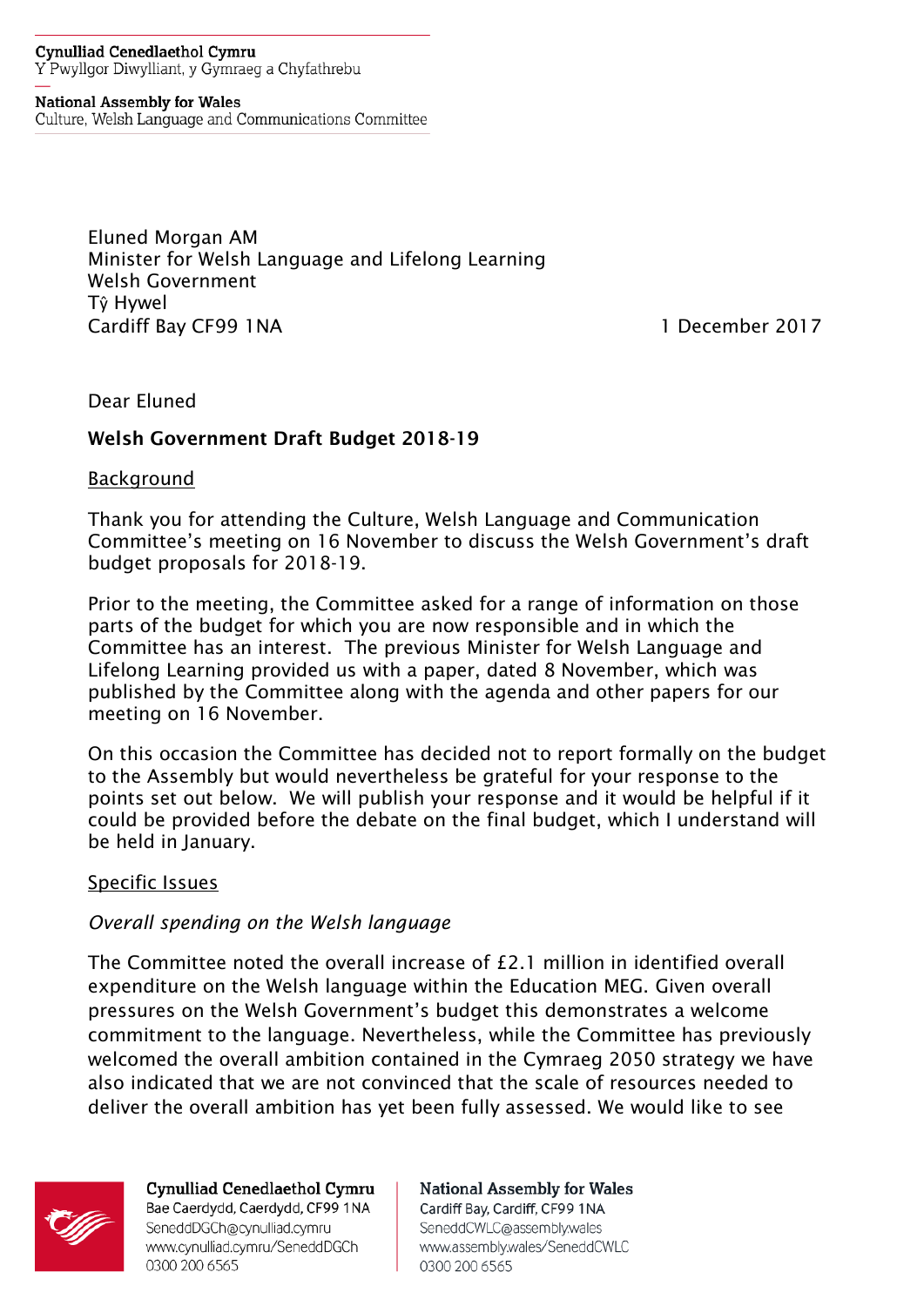Cynulliad Cenedlaethol Cymru
Y Pwyllgor Diwylliant, y Gymraeg a Chyfathrebu

National Assembly for Wales
Culture, Welsh Language and Communications Committee

Eluned Morgan AM
Minister for Welsh Language and Lifelong Learning
Welsh Government
Tŷ Hywel
Cardiff Bay CF99 1NA

1 December 2017

Dear Eluned

**Welsh Government Draft Budget 2018-19**

Background

Thank you for attending the Culture, Welsh Language and Communication Committee's meeting on 16 November to discuss the Welsh Government's draft budget proposals for 2018-19.

Prior to the meeting, the Committee asked for a range of information on those parts of the budget for which you are now responsible and in which the Committee has an interest. The previous Minister for Welsh Language and Lifelong Learning provided us with a paper, dated 8 November, which was published by the Committee along with the agenda and other papers for our meeting on 16 November.

On this occasion the Committee has decided not to report formally on the budget to the Assembly but would nevertheless be grateful for your response to the points set out below. We will publish your response and it would be helpful if it could be provided before the debate on the final budget, which I understand will be held in January.

Specific Issues

*Overall spending on the Welsh language*

The Committee noted the overall increase of £2.1 million in identified overall expenditure on the Welsh language within the Education MEG. Given overall pressures on the Welsh Government's budget this demonstrates a welcome commitment to the language. Nevertheless, while the Committee has previously welcomed the overall ambition contained in the Cymraeg 2050 strategy we have also indicated that we are not convinced that the scale of resources needed to deliver the overall ambition has yet been fully assessed. We would like to see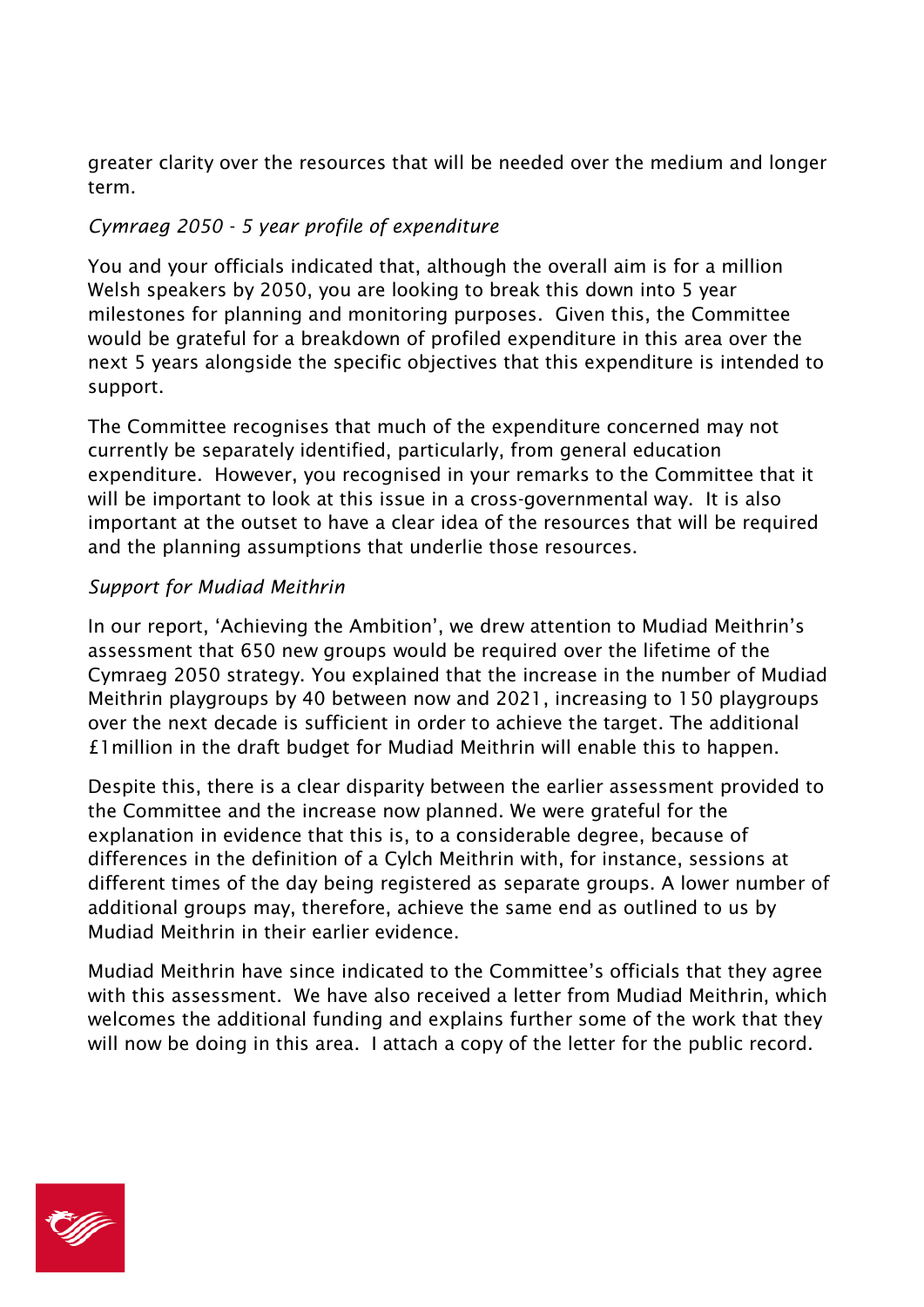greater clarity over the resources that will be needed over the medium and longer term.

*Cymraeg 2050 - 5 year profile of expenditure*

You and your officials indicated that, although the overall aim is for a million Welsh speakers by 2050, you are looking to break this down into 5 year milestones for planning and monitoring purposes. Given this, the Committee would be grateful for a breakdown of profiled expenditure in this area over the next 5 years alongside the specific objectives that this expenditure is intended to support.

The Committee recognises that much of the expenditure concerned may not currently be separately identified, particularly, from general education expenditure. However, you recognised in your remarks to the Committee that it will be important to look at this issue in a cross-governmental way. It is also important at the outset to have a clear idea of the resources that will be required and the planning assumptions that underlie those resources.

*Support for Mudiad Meithrin*

In our report, 'Achieving the Ambition', we drew attention to Mudiad Meithrin's assessment that 650 new groups would be required over the lifetime of the Cymraeg 2050 strategy. You explained that the increase in the number of Mudiad Meithrin playgroups by 40 between now and 2021, increasing to 150 playgroups over the next decade is sufficient in order to achieve the target. The additional £1million in the draft budget for Mudiad Meithrin will enable this to happen.

Despite this, there is a clear disparity between the earlier assessment provided to the Committee and the increase now planned. We were grateful for the explanation in evidence that this is, to a considerable degree, because of differences in the definition of a Cylch Meithrin with, for instance, sessions at different times of the day being registered as separate groups. A lower number of additional groups may, therefore, achieve the same end as outlined to us by Mudiad Meithrin in their earlier evidence.

Mudiad Meithrin have since indicated to the Committee's officials that they agree with this assessment. We have also received a letter from Mudiad Meithrin, which welcomes the additional funding and explains further some of the work that they will now be doing in this area. I attach a copy of the letter for the public record.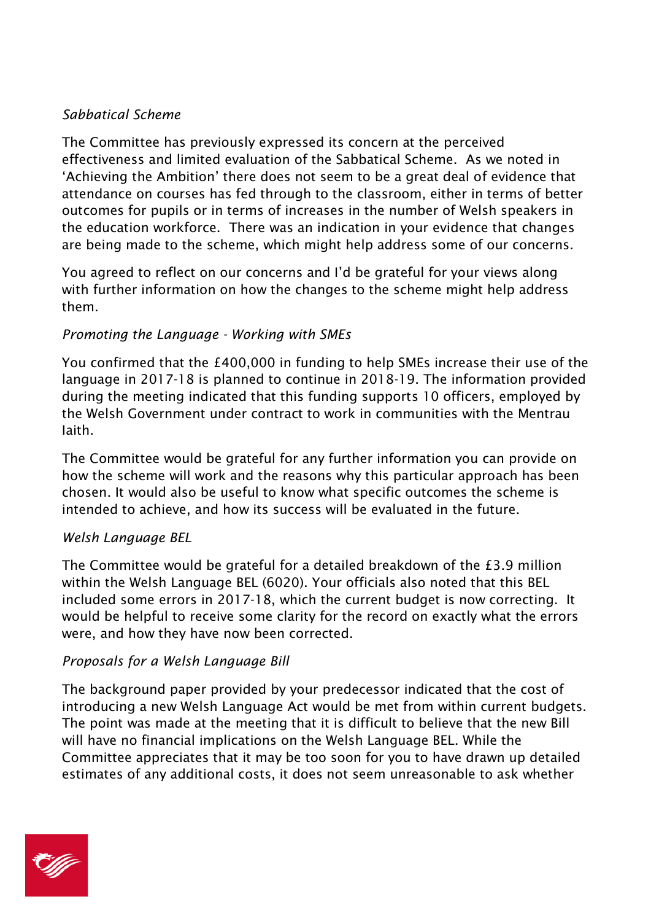*Sabbatical Scheme*

The Committee has previously expressed its concern at the perceived effectiveness and limited evaluation of the Sabbatical Scheme. As we noted in 'Achieving the Ambition' there does not seem to be a great deal of evidence that attendance on courses has fed through to the classroom, either in terms of better outcomes for pupils or in terms of increases in the number of Welsh speakers in the education workforce. There was an indication in your evidence that changes are being made to the scheme, which might help address some of our concerns.

You agreed to reflect on our concerns and I'd be grateful for your views along with further information on how the changes to the scheme might help address them.

*Promoting the Language - Working with SMEs*

You confirmed that the £400,000 in funding to help SMEs increase their use of the language in 2017-18 is planned to continue in 2018-19. The information provided during the meeting indicated that this funding supports 10 officers, employed by the Welsh Government under contract to work in communities with the Mentrau Iaith.

The Committee would be grateful for any further information you can provide on how the scheme will work and the reasons why this particular approach has been chosen. It would also be useful to know what specific outcomes the scheme is intended to achieve, and how its success will be evaluated in the future.

*Welsh Language BEL*

The Committee would be grateful for a detailed breakdown of the £3.9 million within the Welsh Language BEL (6020). Your officials also noted that this BEL included some errors in 2017-18, which the current budget is now correcting. It would be helpful to receive some clarity for the record on exactly what the errors were, and how they have now been corrected.

*Proposals for a Welsh Language Bill*

The background paper provided by your predecessor indicated that the cost of introducing a new Welsh Language Act would be met from within current budgets. The point was made at the meeting that it is difficult to believe that the new Bill will have no financial implications on the Welsh Language BEL. While the Committee appreciates that it may be too soon for you to have drawn up detailed estimates of any additional costs, it does not seem unreasonable to ask whether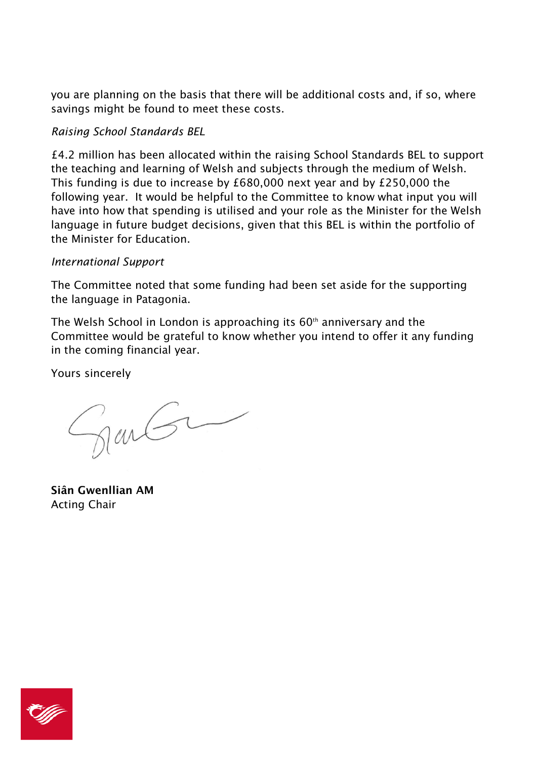you are planning on the basis that there will be additional costs and, if so, where savings might be found to meet these costs.

*Raising School Standards BEL*

£4.2 million has been allocated within the raising School Standards BEL to support the teaching and learning of Welsh and subjects through the medium of Welsh. This funding is due to increase by £680,000 next year and by £250,000 the following year. It would be helpful to the Committee to know what input you will have into how that spending is utilised and your role as the Minister for the Welsh language in future budget decisions, given that this BEL is within the portfolio of the Minister for Education.

*International Support*

The Committee noted that some funding had been set aside for the supporting the language in Patagonia.

The Welsh School in London is approaching its 60th anniversary and the Committee would be grateful to know whether you intend to offer it any funding in the coming financial year.

Yours sincerely

**Siân Gwenllian AM**
Acting Chair